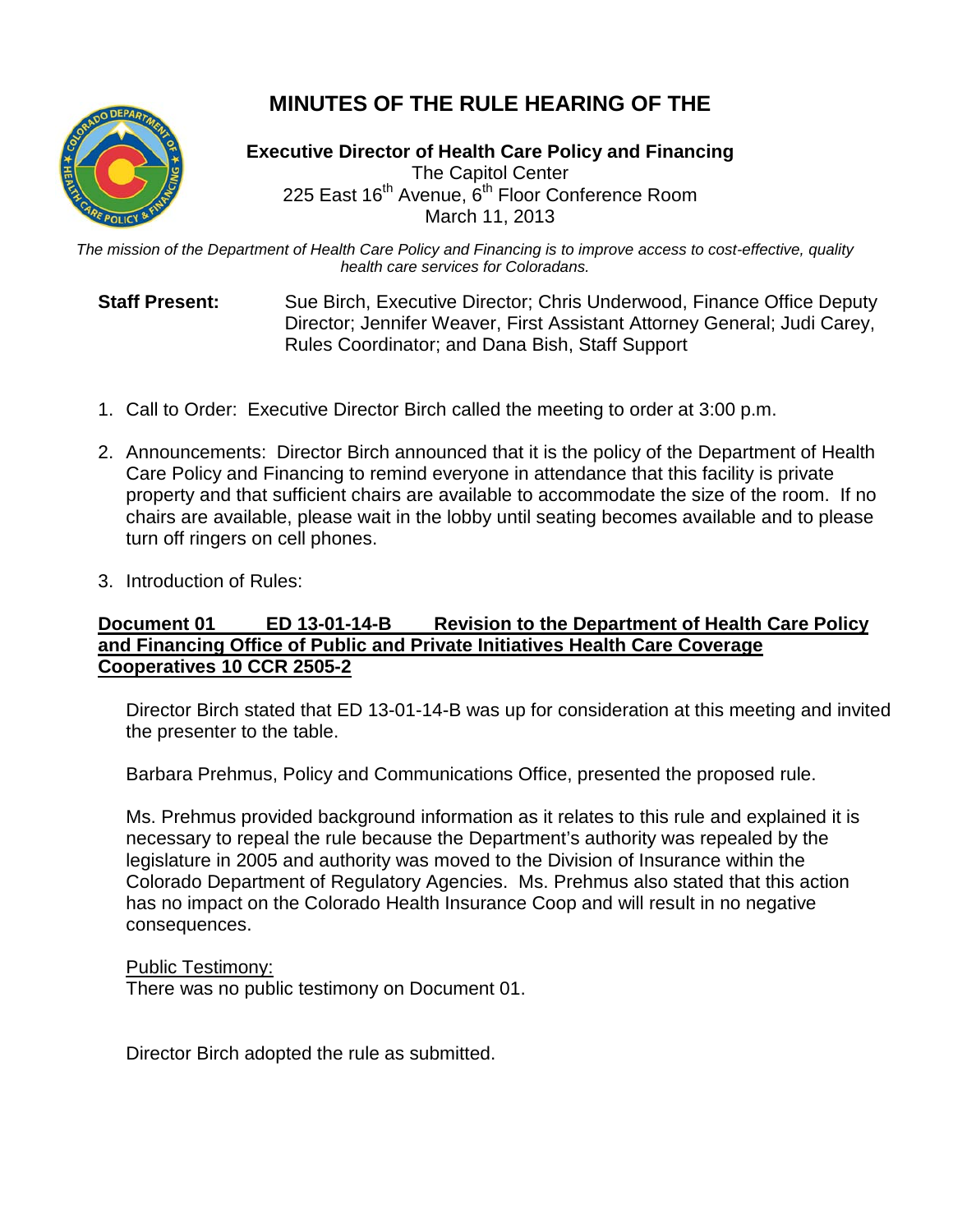# MINUTES OF THE RULE HEARING OF THE

**Executive Director of Health Care Policy and Financing**
The Capitol Center
225 East 16th Avenue, 6th Floor Conference Room
March 11, 2013

*The mission of the Department of Health Care Policy and Financing is to improve access to cost-effective, quality health care services for Coloradans.*

**Staff Present:** Sue Birch, Executive Director; Chris Underwood, Finance Office Deputy Director; Jennifer Weaver, First Assistant Attorney General; Judi Carey, Rules Coordinator; and Dana Bish, Staff Support

1. Call to Order: Executive Director Birch called the meeting to order at 3:00 p.m.

2. Announcements: Director Birch announced that it is the policy of the Department of Health Care Policy and Financing to remind everyone in attendance that this facility is private property and that sufficient chairs are available to accommodate the size of the room. If no chairs are available, please wait in the lobby until seating becomes available and to please turn off ringers on cell phones.

3. Introduction of Rules:

**Document 01 ED 13-01-14-B Revision to the Department of Health Care Policy and Financing Office of Public and Private Initiatives Health Care Coverage Cooperatives 10 CCR 2505-2**

Director Birch stated that ED 13-01-14-B was up for consideration at this meeting and invited the presenter to the table.

Barbara Prehmus, Policy and Communications Office, presented the proposed rule.

Ms. Prehmus provided background information as it relates to this rule and explained it is necessary to repeal the rule because the Department's authority was repealed by the legislature in 2005 and authority was moved to the Division of Insurance within the Colorado Department of Regulatory Agencies. Ms. Prehmus also stated that this action has no impact on the Colorado Health Insurance Coop and will result in no negative consequences.

Public Testimony:
There was no public testimony on Document 01.

Director Birch adopted the rule as submitted.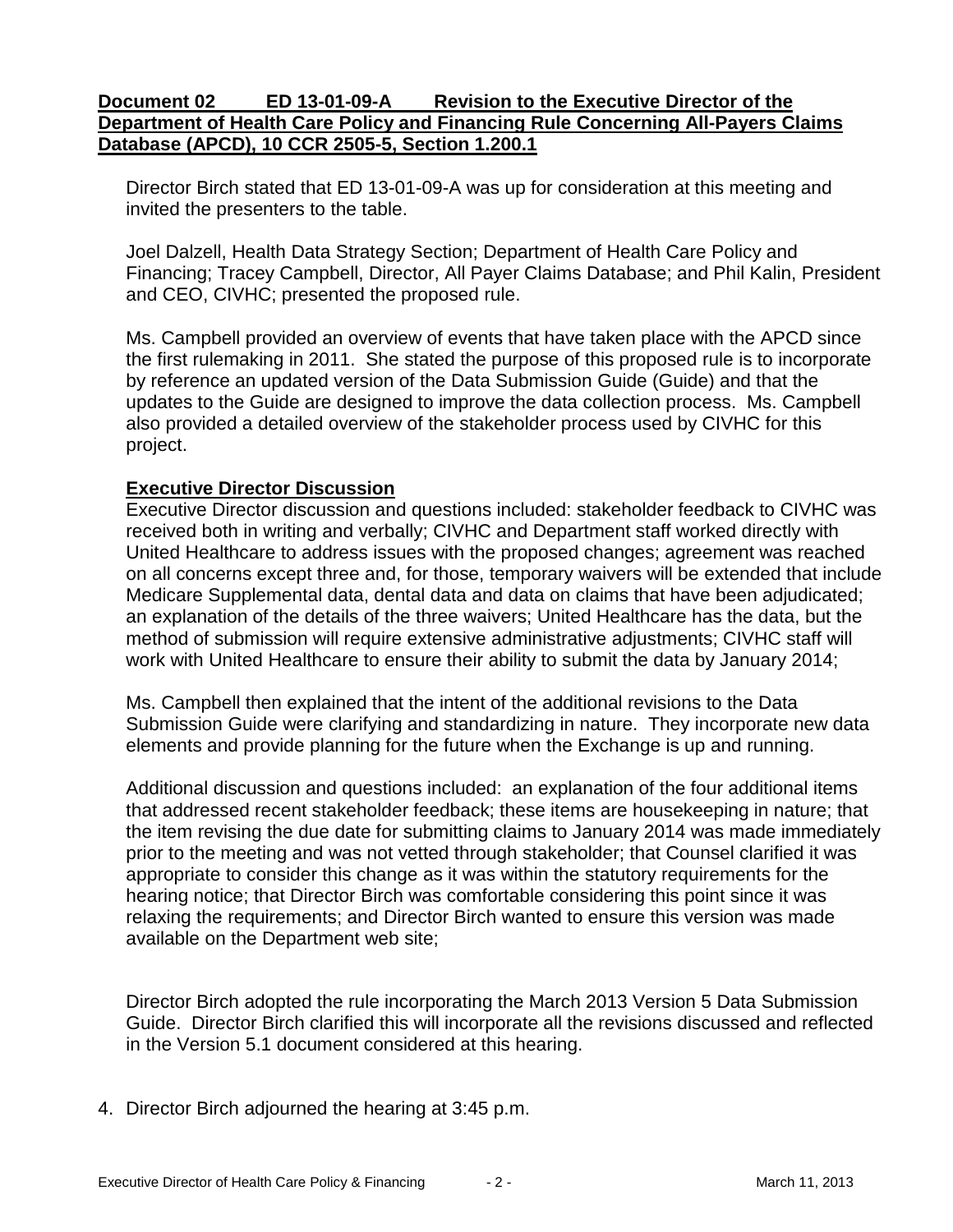**Document 02 ED 13-01-09-A Revision to the Executive Director of the Department of Health Care Policy and Financing Rule Concerning All-Payers Claims Database (APCD), 10 CCR 2505-5, Section 1.200.1**

Director Birch stated that ED 13-01-09-A was up for consideration at this meeting and invited the presenters to the table.

Joel Dalzell, Health Data Strategy Section; Department of Health Care Policy and Financing; Tracey Campbell, Director, All Payer Claims Database; and Phil Kalin, President and CEO, CIVHC; presented the proposed rule.

Ms. Campbell provided an overview of events that have taken place with the APCD since the first rulemaking in 2011. She stated the purpose of this proposed rule is to incorporate by reference an updated version of the Data Submission Guide (Guide) and that the updates to the Guide are designed to improve the data collection process. Ms. Campbell also provided a detailed overview of the stakeholder process used by CIVHC for this project.

**Executive Director Discussion**

Executive Director discussion and questions included: stakeholder feedback to CIVHC was received both in writing and verbally; CIVHC and Department staff worked directly with United Healthcare to address issues with the proposed changes; agreement was reached on all concerns except three and, for those, temporary waivers will be extended that include Medicare Supplemental data, dental data and data on claims that have been adjudicated; an explanation of the details of the three waivers; United Healthcare has the data, but the method of submission will require extensive administrative adjustments; CIVHC staff will work with United Healthcare to ensure their ability to submit the data by January 2014;

Ms. Campbell then explained that the intent of the additional revisions to the Data Submission Guide were clarifying and standardizing in nature. They incorporate new data elements and provide planning for the future when the Exchange is up and running.

Additional discussion and questions included: an explanation of the four additional items that addressed recent stakeholder feedback; these items are housekeeping in nature; that the item revising the due date for submitting claims to January 2014 was made immediately prior to the meeting and was not vetted through stakeholder; that Counsel clarified it was appropriate to consider this change as it was within the statutory requirements for the hearing notice; that Director Birch was comfortable considering this point since it was relaxing the requirements; and Director Birch wanted to ensure this version was made available on the Department web site;

Director Birch adopted the rule incorporating the March 2013 Version 5 Data Submission Guide. Director Birch clarified this will incorporate all the revisions discussed and reflected in the Version 5.1 document considered at this hearing.

4. Director Birch adjourned the hearing at 3:45 p.m.